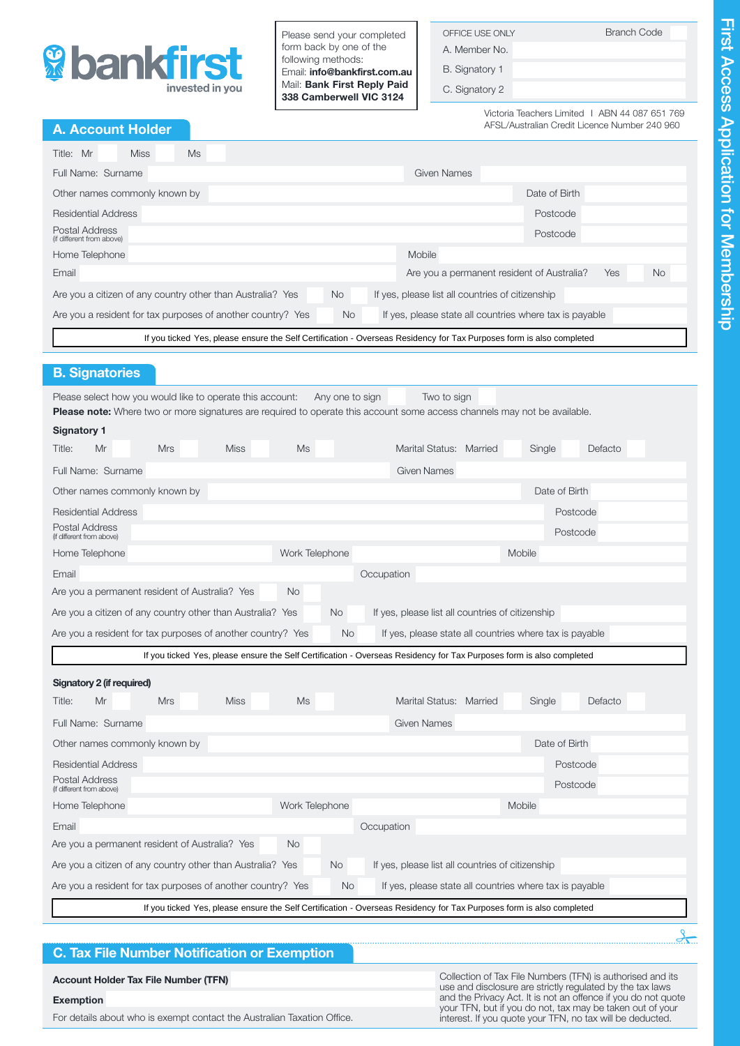# First Access Application for Membership

**bankfirst** invested in you

Please send your completed form back by one of the following methods:
Email: **info@bankfirst.com.au**
Mail: **Bank First Reply Paid 338 Camberwell VIC 3124**

| OFFICE USE ONLY | Branch Code |
|---|---|
| A. Member No. | |
| B. Signatory 1 | |
| C. Signatory 2 | |

Victoria Teachers Limited | ABN 44 087 651 769
AFSL/Australian Credit Licence Number 240 960

## A. Account Holder

Title: Mr ☐ Miss ☐ Ms ☐

Full Name: Surname ______ Given Names ______

Other names commonly known by ______ Date of Birth ______

Residential Address ______ Postcode ______

Postal Address (if different from above) ______ Postcode ______

Home Telephone ______ Mobile ______

Email ______ Are you a permanent resident of Australia? Yes ☐ No ☐

Are you a citizen of any country other than Australia? Yes ☐ No ☐ If yes, please list all countries of citizenship ______

Are you a resident for tax purposes of another country? Yes ☐ No ☐ If yes, please state all countries where tax is payable ______

If you ticked Yes, please ensure the Self Certification - Overseas Residency for Tax Purposes form is also completed

## B. Signatories

Please select how you would like to operate this account: Any one to sign ☐ Two to sign ☐

**Please note:** Where two or more signatures are required to operate this account some access channels may not be available.

**Signatory 1**

Title: Mr ☐ Mrs ☐ Miss ☐ Ms ☐ Marital Status: Married ☐ Single ☐ Defacto ☐

Full Name: Surname ______ Given Names ______

Other names commonly known by ______ Date of Birth ______

Residential Address ______ Postcode ______

Postal Address (if different from above) ______ Postcode ______

Home Telephone ______ Work Telephone ______ Mobile ______

Email ______ Occupation ______

Are you a permanent resident of Australia? Yes ☐ No ☐

Are you a citizen of any country other than Australia? Yes ☐ No ☐ If yes, please list all countries of citizenship ______

Are you a resident for tax purposes of another country? Yes ☐ No ☐ If yes, please state all countries where tax is payable ______

If you ticked Yes, please ensure the Self Certification - Overseas Residency for Tax Purposes form is also completed

**Signatory 2 (if required)**

Title: Mr ☐ Mrs ☐ Miss ☐ Ms ☐ Marital Status: Married ☐ Single ☐ Defacto ☐

Full Name: Surname ______ Given Names ______

Other names commonly known by ______ Date of Birth ______

Residential Address ______ Postcode ______

Postal Address (if different from above) ______ Postcode ______

Home Telephone ______ Work Telephone ______ Mobile ______

Email ______ Occupation ______

Are you a permanent resident of Australia? Yes ☐ No ☐

Are you a citizen of any country other than Australia? Yes ☐ No ☐ If yes, please list all countries of citizenship ______

Are you a resident for tax purposes of another country? Yes ☐ No ☐ If yes, please state all countries where tax is payable ______

If you ticked Yes, please ensure the Self Certification - Overseas Residency for Tax Purposes form is also completed

## C. Tax File Number Notification or Exemption

**Account Holder Tax File Number (TFN)** ______

**Exemption** ______

For details about who is exempt contact the Australian Taxation Office.

Collection of Tax File Numbers (TFN) is authorised and its use and disclosure are strictly regulated by the tax laws and the Privacy Act. It is not an offence if you do not quote your TFN, but if you do not, tax may be taken out of your interest. If you quote your TFN, no tax will be deducted.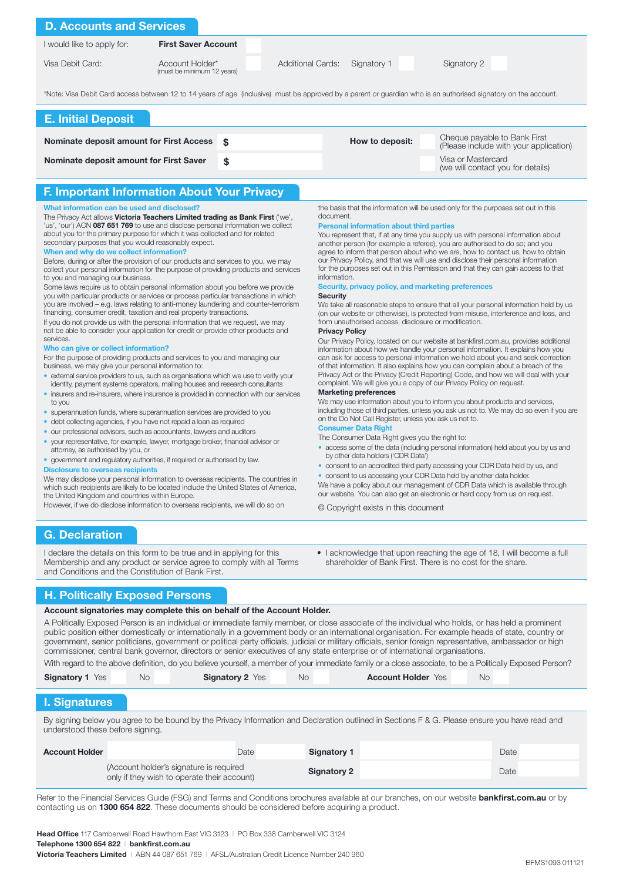## D. Accounts and Services

| | | | | | | |
|---|---|---|---|---|---|---|
| I would like to apply for: | **First Saver Account** | | | | | |
| Visa Debit Card: | Account Holder* (must be minimum 12 years) | | Additional Cards: | Signatory 1 | | Signatory 2 |

*Note: Visa Debit Card access between 12 to 14 years of age (inclusive) must be approved by a parent or guardian who is an authorised signatory on the account.

## E. Initial Deposit

| | | | |
|---|---|---|---|
| **Nominate deposit amount for First Access** | $ | **How to deposit:** | Cheque payable to Bank First (Please include with your application) |
| **Nominate deposit amount for First Saver** | $ | | Visa or Mastercard (we will contact you for details) |

## F. Important Information About Your Privacy

**What information can be used and disclosed?**

The Privacy Act allows **Victoria Teachers Limited trading as Bank First** ('we', 'us', 'our') ACN **087 651 769** to use and disclose personal information we collect about you for the primary purpose for which it was collected and for related secondary purposes that you would reasonably expect.

**When and why do we collect information?**

Before, during or after the provision of our products and services to you, we may collect your personal information for the purpose of providing products and services to you and managing our business.

Some laws require us to obtain personal information about you before we provide you with particular products or services or process particular transactions in which you are involved – e.g. laws relating to anti-money laundering and counter-terrorism financing, consumer credit, taxation and real property transactions.

If you do not provide us with the personal information that we request, we may not be able to consider your application for credit or provide other products and services.

**Who can give or collect information?**

For the purpose of providing products and services to you and managing our business, we may give your personal information to:

- external service providers to us, such as organisations which we use to verify your identity, payment systems operators, mailing houses and research consultants
- insurers and re-insurers, where insurance is provided in connection with our services to you
- superannuation funds, where superannuation services are provided to you
- debt collecting agencies, if you have not repaid a loan as required
- our professional advisors, such as accountants, lawyers and auditors
- your representative, for example, lawyer, mortgage broker, financial advisor or attorney, as authorised by you, or
- government and regulatory authorities, if required or authorised by law.

**Disclosure to overseas recipients**

We may disclose your personal information to overseas recipients. The countries in which such recipients are likely to be located include the United States of America, the United Kingdom and countries within Europe.

However, if we do disclose information to overseas recipients, we will do so on the basis that the information will be used only for the purposes set out in this document.

**Personal information about third parties**

You represent that, if at any time you supply us with personal information about another person (for example a referee), you are authorised to do so; and you agree to inform that person about who we are, how to contact us, how to obtain our Privacy Policy, and that we will use and disclose their personal information for the purposes set out in this Permission and that they can gain access to that information.

**Security, privacy policy, and marketing preferences**

**Security**

We take all reasonable steps to ensure that all your personal information held by us (on our website or otherwise), is protected from misuse, interference and loss, and from unauthorised access, disclosure or modification.

**Privacy Policy**

Our Privacy Policy, located on our website at bankfirst.com.au, provides additional information about how we handle your personal information. It explains how you can ask for access to personal information we hold about you and seek correction of that information. It also explains how you can complain about a breach of the Privacy Act or the Privacy (Credit Reporting) Code, and how we will deal with your complaint. We will give you a copy of our Privacy Policy on request.

**Marketing preferences**

We may use information about you to inform you about products and services, including those of third parties, unless you ask us not to. We may do so even if you are on the Do Not Call Register, unless you ask us not to.

**Consumer Data Right**

The Consumer Data Right gives you the right to:

- access some of the data (including personal information) held about you by us and by other data holders ('CDR Data')
- consent to an accredited third party accessing your CDR Data held by us, and
- consent to us accessing your CDR Data held by another data holder.

We have a policy about our management of CDR Data which is available through our website. You can also get an electronic or hard copy from us on request.

© Copyright exists in this document

## G. Declaration

I declare the details on this form to be true and in applying for this Membership and any product or service agree to comply with all Terms and Conditions and the Constitution of Bank First.

- I acknowledge that upon reaching the age of 18, I will become a full shareholder of Bank First. There is no cost for the share.

## H. Politically Exposed Persons

**Account signatories may complete this on behalf of the Account Holder.**

A Politically Exposed Person is an individual or immediate family member, or close associate of the individual who holds, or has held a prominent public position either domestically or internationally in a government body or an international organisation. For example heads of state, country or government, senior politicians, government or political party officials, judicial or military officials, senior foreign representative, ambassador or high commissioner, central bank governor, directors or senior executives of any state enterprise or of international organisations.

With regard to the above definition, do you believe yourself, a member of your immediate family or a close associate, to be a Politically Exposed Person?

**Signatory 1** Yes ☐ No ☐ **Signatory 2** Yes ☐ No ☐ **Account Holder** Yes ☐ No ☐

## I. Signatures

By signing below you agree to be bound by the Privacy Information and Declaration outlined in Sections F & G. Please ensure you have read and understood these before signing.

| | | | | | |
|---|---|---|---|---|---|
| **Account Holder** | | Date | **Signatory 1** | | Date |
| | (Account holder's signature is required only if they wish to operate their account) | | **Signatory 2** | | Date |

Refer to the Financial Services Guide (FSG) and Terms and Conditions brochures available at our branches, on our website **bankfirst.com.au** or by contacting us on **1300 654 822**. These documents should be considered before acquiring a product.

**Head Office** 117 Camberwell Road Hawthorn East VIC 3123 | PO Box 338 Camberwell VIC 3124
**Telephone 1300 654 822** | **bankfirst.com.au**
**Victoria Teachers Limited** | ABN 44 087 651 769 | AFSL/Australian Credit Licence Number 240 960

BFMS1093 011121